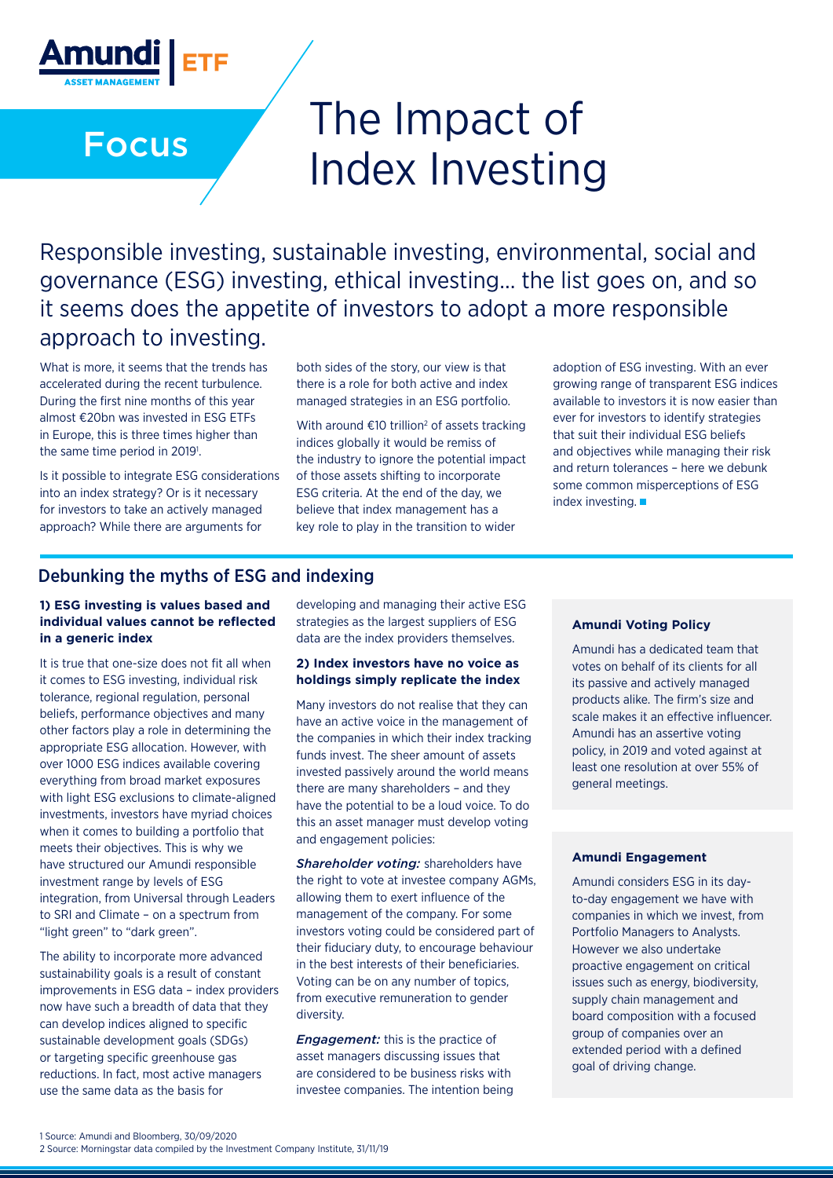Focus

# The Impact of Index Investing

Responsible investing, sustainable investing, environmental, social and governance (ESG) investing, ethical investing... the list goes on, and so it seems does the appetite of investors to adopt a more responsible approach to investing.

What is more, it seems that the trends has accelerated during the recent turbulence. During the first nine months of this year almost €20bn was invested in ESG ETFs in Europe, this is three times higher than the same time period in 2019[1].

Is it possible to integrate ESG considerations into an index strategy? Or is it necessary for investors to take an actively managed approach? While there are arguments for both sides of the story, our view is that there is a role for both active and index managed strategies in an ESG portfolio.

With around €10 trillion[2] of assets tracking indices globally it would be remiss of the industry to ignore the potential impact of those assets shifting to incorporate ESG criteria. At the end of the day, we believe that index management has a key role to play in the transition to wider adoption of ESG investing. With an ever growing range of transparent ESG indices available to investors it is now easier than ever for investors to identify strategies that suit their individual ESG beliefs and objectives while managing their risk and return tolerances – here we debunk some common misperceptions of ESG index investing.

## Debunking the myths of ESG and indexing

### 1) ESG investing is values based and individual values cannot be reflected in a generic index

It is true that one-size does not fit all when it comes to ESG investing, individual risk tolerance, regional regulation, personal beliefs, performance objectives and many other factors play a role in determining the appropriate ESG allocation. However, with over 1000 ESG indices available covering everything from broad market exposures with light ESG exclusions to climate-aligned investments, investors have myriad choices when it comes to building a portfolio that meets their objectives. This is why we have structured our Amundi responsible investment range by levels of ESG integration, from Universal through Leaders to SRI and Climate – on a spectrum from "light green" to "dark green".

The ability to incorporate more advanced sustainability goals is a result of constant improvements in ESG data – index providers now have such a breadth of data that they can develop indices aligned to specific sustainable development goals (SDGs) or targeting specific greenhouse gas reductions. In fact, most active managers use the same data as the basis for developing and managing their active ESG strategies as the largest suppliers of ESG data are the index providers themselves.

### 2) Index investors have no voice as holdings simply replicate the index

Many investors do not realise that they can have an active voice in the management of the companies in which their index tracking funds invest. The sheer amount of assets invested passively around the world means there are many shareholders – and they have the potential to be a loud voice. To do this an asset manager must develop voting and engagement policies:

***Shareholder voting:*** shareholders have the right to vote at investee company AGMs, allowing them to exert influence of the management of the company. For some investors voting could be considered part of their fiduciary duty, to encourage behaviour in the best interests of their beneficiaries. Voting can be on any number of topics, from executive remuneration to gender diversity.

***Engagement:*** this is the practice of asset managers discussing issues that are considered to be business risks with investee companies. The intention being

**Amundi Voting Policy**

Amundi has a dedicated team that votes on behalf of its clients for all its passive and actively managed products alike. The firm's size and scale makes it an effective influencer. Amundi has an assertive voting policy, in 2019 and voted against at least one resolution at over 55% of general meetings.

**Amundi Engagement**

Amundi considers ESG in its day-to-day engagement we have with companies in which we invest, from Portfolio Managers to Analysts. However we also undertake proactive engagement on critical issues such as energy, biodiversity, supply chain management and board composition with a focused group of companies over an extended period with a defined goal of driving change.

1 Source: Amundi and Bloomberg, 30/09/2020
2 Source: Morningstar data compiled by the Investment Company Institute, 31/11/19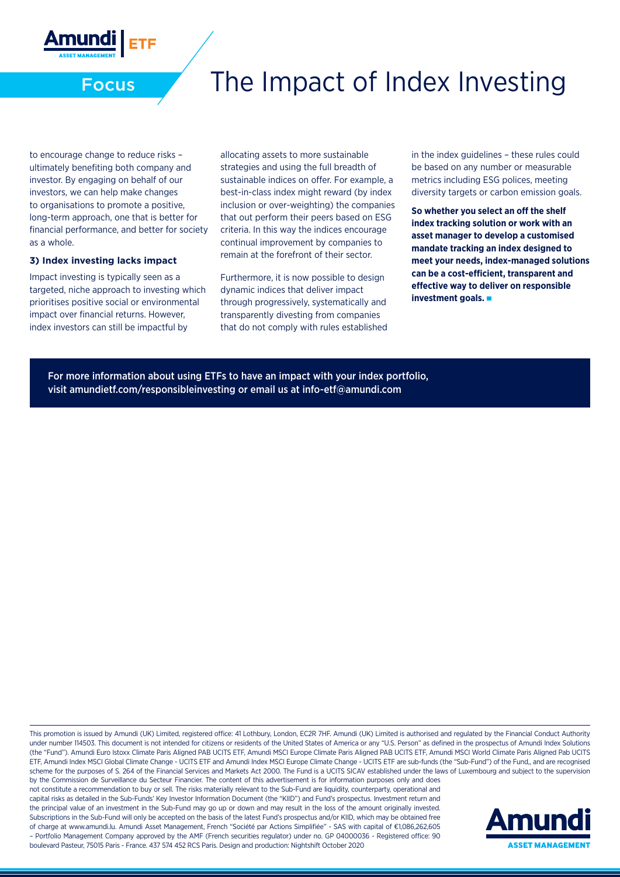to encourage change to reduce risks – ultimately benefiting both company and investor. By engaging on behalf of our investors, we can help make changes to organisations to promote a positive, long-term approach, one that is better for financial performance, and better for society as a whole.

### 3) Index investing lacks impact

Impact investing is typically seen as a targeted, niche approach to investing which prioritises positive social or environmental impact over financial returns. However, index investors can still be impactful by allocating assets to more sustainable strategies and using the full breadth of sustainable indices on offer. For example, a best-in-class index might reward (by index inclusion or over-weighting) the companies that out perform their peers based on ESG criteria. In this way the indices encourage continual improvement by companies to remain at the forefront of their sector.

Furthermore, it is now possible to design dynamic indices that deliver impact through progressively, systematically and transparently divesting from companies that do not comply with rules established in the index guidelines – these rules could be based on any number or measurable metrics including ESG polices, meeting diversity targets or carbon emission goals.

**So whether you select an off the shelf index tracking solution or work with an asset manager to develop a customised mandate tracking an index designed to meet your needs, index-managed solutions can be a cost-efficient, transparent and effective way to deliver on responsible investment goals.**

For more information about using ETFs to have an impact with your index portfolio, visit amundietf.com/responsibleinvesting or email us at info-etf@amundi.com

This promotion is issued by Amundi (UK) Limited, registered office: 41 Lothbury, London, EC2R 7HF. Amundi (UK) Limited is authorised and regulated by the Financial Conduct Authority under number 114503. This document is not intended for citizens or residents of the United States of America or any "U.S. Person" as defined in the prospectus of Amundi Index Solutions (the "Fund"). Amundi Euro Istoxx Climate Paris Aligned PAB UCITS ETF, Amundi MSCI Europe Climate Paris Aligned PAB UCITS ETF, Amundi MSCI World Climate Paris Aligned Pab UCITS ETF, Amundi Index MSCI Global Climate Change - UCITS ETF and Amundi Index MSCI Europe Climate Change - UCITS ETF are sub-funds (the "Sub-Fund") of the Fund,, and are recognised scheme for the purposes of S. 264 of the Financial Services and Markets Act 2000. The Fund is a UCITS SICAV established under the laws of Luxembourg and subject to the supervision by the Commission de Surveillance du Secteur Financier. The content of this advertisement is for information purposes only and does not constitute a recommendation to buy or sell. The risks materially relevant to the Sub-Fund are liquidity, counterparty, operational and capital risks as detailed in the Sub-Funds' Key Investor Information Document (the "KIID") and Fund's prospectus. Investment return and the principal value of an investment in the Sub-Fund may go up or down and may result in the loss of the amount originally invested. Subscriptions in the Sub-Fund will only be accepted on the basis of the latest Fund's prospectus and/or KIID, which may be obtained free of charge at www.amundi.lu. Amundi Asset Management, French "Société par Actions Simplifiée" - SAS with capital of €1,086,262,605 – Portfolio Management Company approved by the AMF (French securities regulator) under no. GP 04000036 - Registered office: 90 boulevard Pasteur, 75015 Paris - France. 437 574 452 RCS Paris. Design and production: Nightshift October 2020